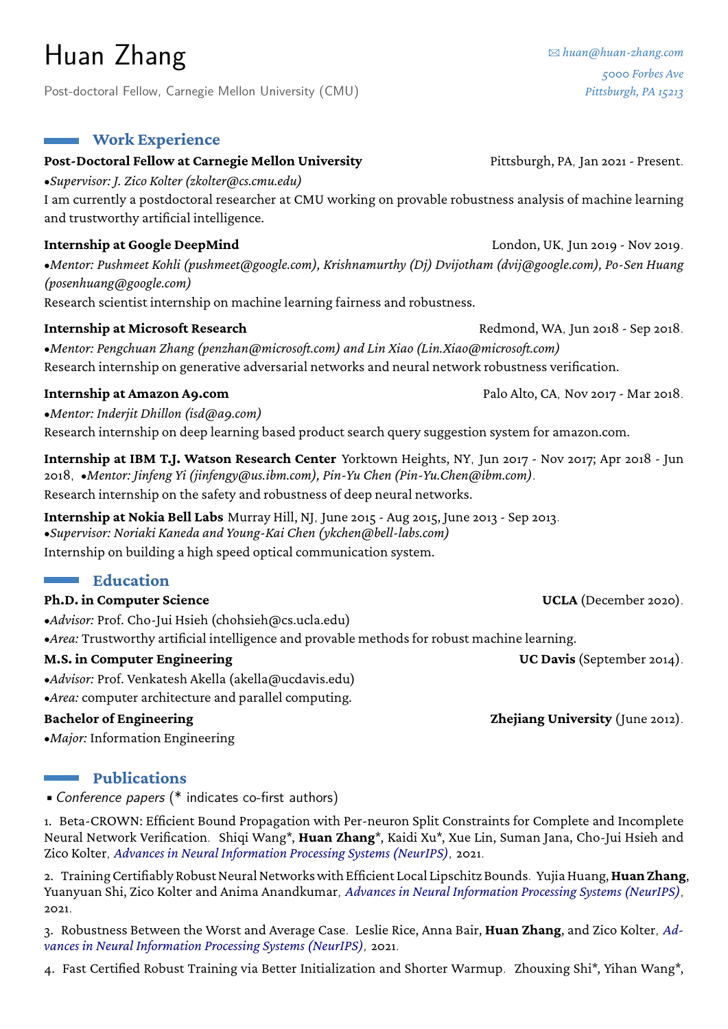# Huan Zhang

Post-doctoral Fellow, Carnegie Mellon University (CMU)

*huan@huan-zhang.com*
*5000 Forbes Ave*
*Pittsburgh, PA 15213*

## Work Experience

**Post-Doctoral Fellow at Carnegie Mellon University** Pittsburgh, PA, Jan 2021 - Present.
•*Supervisor: J. Zico Kolter (zkolter@cs.cmu.edu)*
I am currently a postdoctoral researcher at CMU working on provable robustness analysis of machine learning and trustworthy artificial intelligence.

**Internship at Google DeepMind** London, UK, Jun 2019 - Nov 2019.
•*Mentor: Pushmeet Kohli (pushmeet@google.com), Krishnamurthy (Dj) Dvijotham (dvij@google.com), Po-Sen Huang (posenhuang@google.com)*
Research scientist internship on machine learning fairness and robustness.

**Internship at Microsoft Research** Redmond, WA, Jun 2018 - Sep 2018.
•*Mentor: Pengchuan Zhang (penzhan@microsoft.com) and Lin Xiao (Lin.Xiao@microsoft.com)*
Research internship on generative adversarial networks and neural network robustness verification.

**Internship at Amazon A9.com** Palo Alto, CA, Nov 2017 - Mar 2018.
•*Mentor: Inderjit Dhillon (isd@a9.com)*
Research internship on deep learning based product search query suggestion system for amazon.com.

**Internship at IBM T.J. Watson Research Center** Yorktown Heights, NY, Jun 2017 - Nov 2017; Apr 2018 - Jun 2018, •*Mentor: Jinfeng Yi (jinfengy@us.ibm.com), Pin-Yu Chen (Pin-Yu.Chen@ibm.com)*.
Research internship on the safety and robustness of deep neural networks.

**Internship at Nokia Bell Labs** Murray Hill, NJ, June 2015 - Aug 2015, June 2013 - Sep 2013.
•*Supervisor: Noriaki Kaneda and Young-Kai Chen (ykchen@bell-labs.com)*
Internship on building a high speed optical communication system.

## Education

**Ph.D. in Computer Science** **UCLA** (December 2020).
•*Advisor:* Prof. Cho-Jui Hsieh (chohsieh@cs.ucla.edu)
•*Area:* Trustworthy artificial intelligence and provable methods for robust machine learning.

**M.S. in Computer Engineering** **UC Davis** (September 2014).
•*Advisor:* Prof. Venkatesh Akella (akella@ucdavis.edu)
•*Area:* computer architecture and parallel computing.

**Bachelor of Engineering** **Zhejiang University** (June 2012).
•*Major:* Information Engineering

## Publications

- *Conference papers* (* indicates co-first authors)

1. Beta-CROWN: Efficient Bound Propagation with Per-neuron Split Constraints for Complete and Incomplete Neural Network Verification. Shiqi Wang*, **Huan Zhang***, Kaidi Xu*, Xue Lin, Suman Jana, Cho-Jui Hsieh and Zico Kolter, *Advances in Neural Information Processing Systems (NeurIPS)*, 2021.

2. Training Certifiably Robust Neural Networks with Efficient Local Lipschitz Bounds. Yujia Huang, **Huan Zhang**, Yuanyuan Shi, Zico Kolter and Anima Anandkumar, *Advances in Neural Information Processing Systems (NeurIPS)*, 2021.

3. Robustness Between the Worst and Average Case. Leslie Rice, Anna Bair, **Huan Zhang**, and Zico Kolter, *Advances in Neural Information Processing Systems (NeurIPS)*, 2021.

4. Fast Certified Robust Training via Better Initialization and Shorter Warmup. Zhouxing Shi*, Yihan Wang*,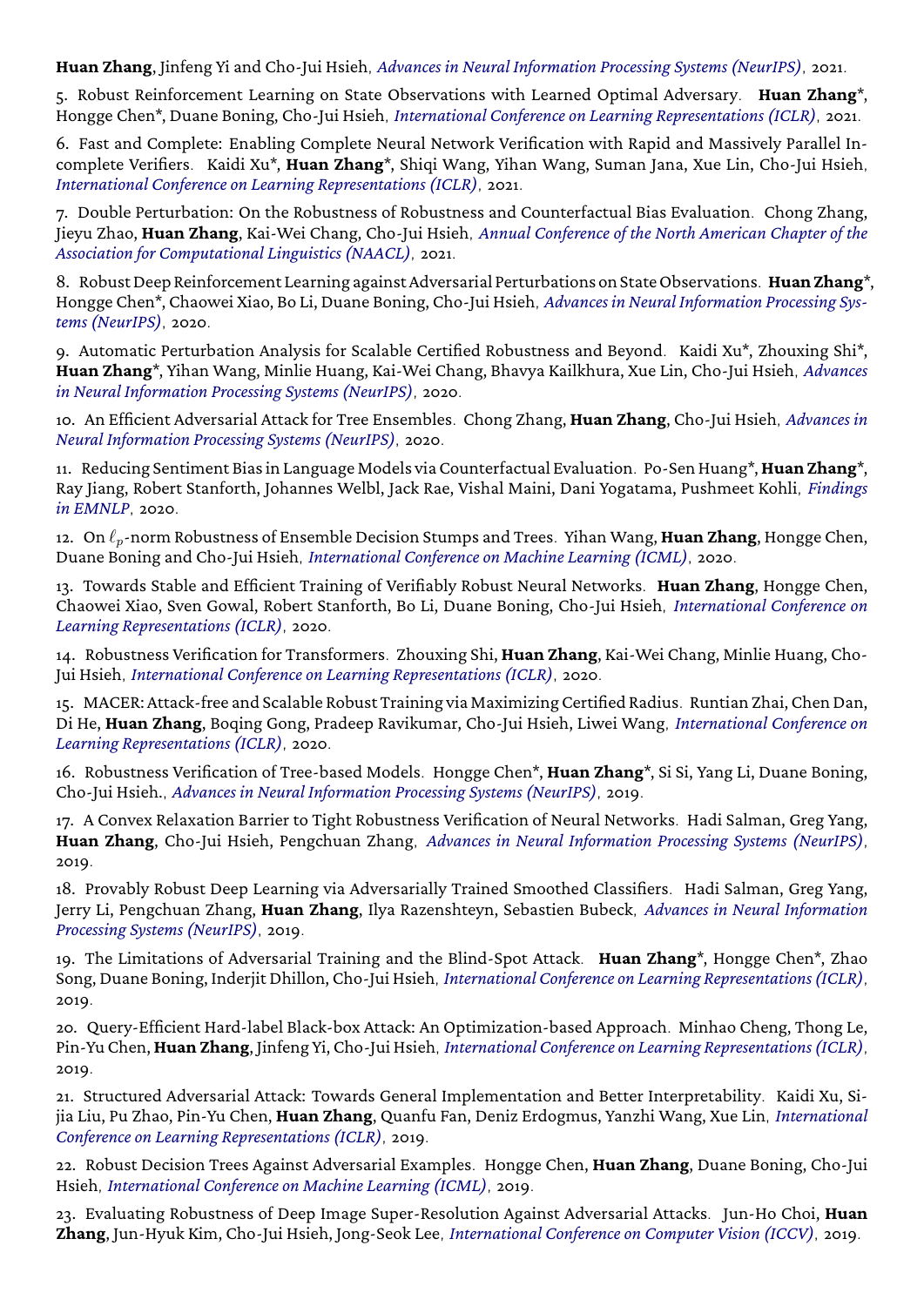**Huan Zhang**, Jinfeng Yi and Cho-Jui Hsieh, *Advances in Neural Information Processing Systems (NeurIPS)*, 2021.

5. Robust Reinforcement Learning on State Observations with Learned Optimal Adversary. **Huan Zhang***, Hongge Chen*, Duane Boning, Cho-Jui Hsieh, *International Conference on Learning Representations (ICLR)*, 2021.

6. Fast and Complete: Enabling Complete Neural Network Verification with Rapid and Massively Parallel Incomplete Verifiers. Kaidi Xu*, **Huan Zhang***, Shiqi Wang, Yihan Wang, Suman Jana, Xue Lin, Cho-Jui Hsieh, *International Conference on Learning Representations (ICLR)*, 2021.

7. Double Perturbation: On the Robustness of Robustness and Counterfactual Bias Evaluation. Chong Zhang, Jieyu Zhao, **Huan Zhang**, Kai-Wei Chang, Cho-Jui Hsieh, *Annual Conference of the North American Chapter of the Association for Computational Linguistics (NAACL)*, 2021.

8. Robust Deep Reinforcement Learning against Adversarial Perturbations on State Observations. **Huan Zhang***, Hongge Chen*, Chaowei Xiao, Bo Li, Duane Boning, Cho-Jui Hsieh, *Advances in Neural Information Processing Systems (NeurIPS)*, 2020.

9. Automatic Perturbation Analysis for Scalable Certified Robustness and Beyond. Kaidi Xu*, Zhouxing Shi*, **Huan Zhang***, Yihan Wang, Minlie Huang, Kai-Wei Chang, Bhavya Kailkhura, Xue Lin, Cho-Jui Hsieh, *Advances in Neural Information Processing Systems (NeurIPS)*, 2020.

10. An Efficient Adversarial Attack for Tree Ensembles. Chong Zhang, **Huan Zhang**, Cho-Jui Hsieh, *Advances in Neural Information Processing Systems (NeurIPS)*, 2020.

11. Reducing Sentiment Bias in Language Models via Counterfactual Evaluation. Po-Sen Huang*, **Huan Zhang***, Ray Jiang, Robert Stanforth, Johannes Welbl, Jack Rae, Vishal Maini, Dani Yogatama, Pushmeet Kohli, *Findings in EMNLP*, 2020.

12. On $\ell_p$-norm Robustness of Ensemble Decision Stumps and Trees. Yihan Wang, **Huan Zhang**, Hongge Chen, Duane Boning and Cho-Jui Hsieh, *International Conference on Machine Learning (ICML)*, 2020.

13. Towards Stable and Efficient Training of Verifiably Robust Neural Networks. **Huan Zhang**, Hongge Chen, Chaowei Xiao, Sven Gowal, Robert Stanforth, Bo Li, Duane Boning, Cho-Jui Hsieh, *International Conference on Learning Representations (ICLR)*, 2020.

14. Robustness Verification for Transformers. Zhouxing Shi, **Huan Zhang**, Kai-Wei Chang, Minlie Huang, Cho-Jui Hsieh, *International Conference on Learning Representations (ICLR)*, 2020.

15. MACER: Attack-free and Scalable Robust Training via Maximizing Certified Radius. Runtian Zhai, Chen Dan, Di He, **Huan Zhang**, Boqing Gong, Pradeep Ravikumar, Cho-Jui Hsieh, Liwei Wang, *International Conference on Learning Representations (ICLR)*, 2020.

16. Robustness Verification of Tree-based Models. Hongge Chen*, **Huan Zhang***, Si Si, Yang Li, Duane Boning, Cho-Jui Hsieh., *Advances in Neural Information Processing Systems (NeurIPS)*, 2019.

17. A Convex Relaxation Barrier to Tight Robustness Verification of Neural Networks. Hadi Salman, Greg Yang, **Huan Zhang**, Cho-Jui Hsieh, Pengchuan Zhang, *Advances in Neural Information Processing Systems (NeurIPS)*, 2019.

18. Provably Robust Deep Learning via Adversarially Trained Smoothed Classifiers. Hadi Salman, Greg Yang, Jerry Li, Pengchuan Zhang, **Huan Zhang**, Ilya Razenshteyn, Sebastien Bubeck, *Advances in Neural Information Processing Systems (NeurIPS)*, 2019.

19. The Limitations of Adversarial Training and the Blind-Spot Attack. **Huan Zhang***, Hongge Chen*, Zhao Song, Duane Boning, Inderjit Dhillon, Cho-Jui Hsieh, *International Conference on Learning Representations (ICLR)*, 2019.

20. Query-Efficient Hard-label Black-box Attack: An Optimization-based Approach. Minhao Cheng, Thong Le, Pin-Yu Chen, **Huan Zhang**, Jinfeng Yi, Cho-Jui Hsieh, *International Conference on Learning Representations (ICLR)*, 2019.

21. Structured Adversarial Attack: Towards General Implementation and Better Interpretability. Kaidi Xu, Sijia Liu, Pu Zhao, Pin-Yu Chen, **Huan Zhang**, Quanfu Fan, Deniz Erdogmus, Yanzhi Wang, Xue Lin, *International Conference on Learning Representations (ICLR)*, 2019.

22. Robust Decision Trees Against Adversarial Examples. Hongge Chen, **Huan Zhang**, Duane Boning, Cho-Jui Hsieh, *International Conference on Machine Learning (ICML)*, 2019.

23. Evaluating Robustness of Deep Image Super-Resolution Against Adversarial Attacks. Jun-Ho Choi, **Huan Zhang**, Jun-Hyuk Kim, Cho-Jui Hsieh, Jong-Seok Lee, *International Conference on Computer Vision (ICCV)*, 2019.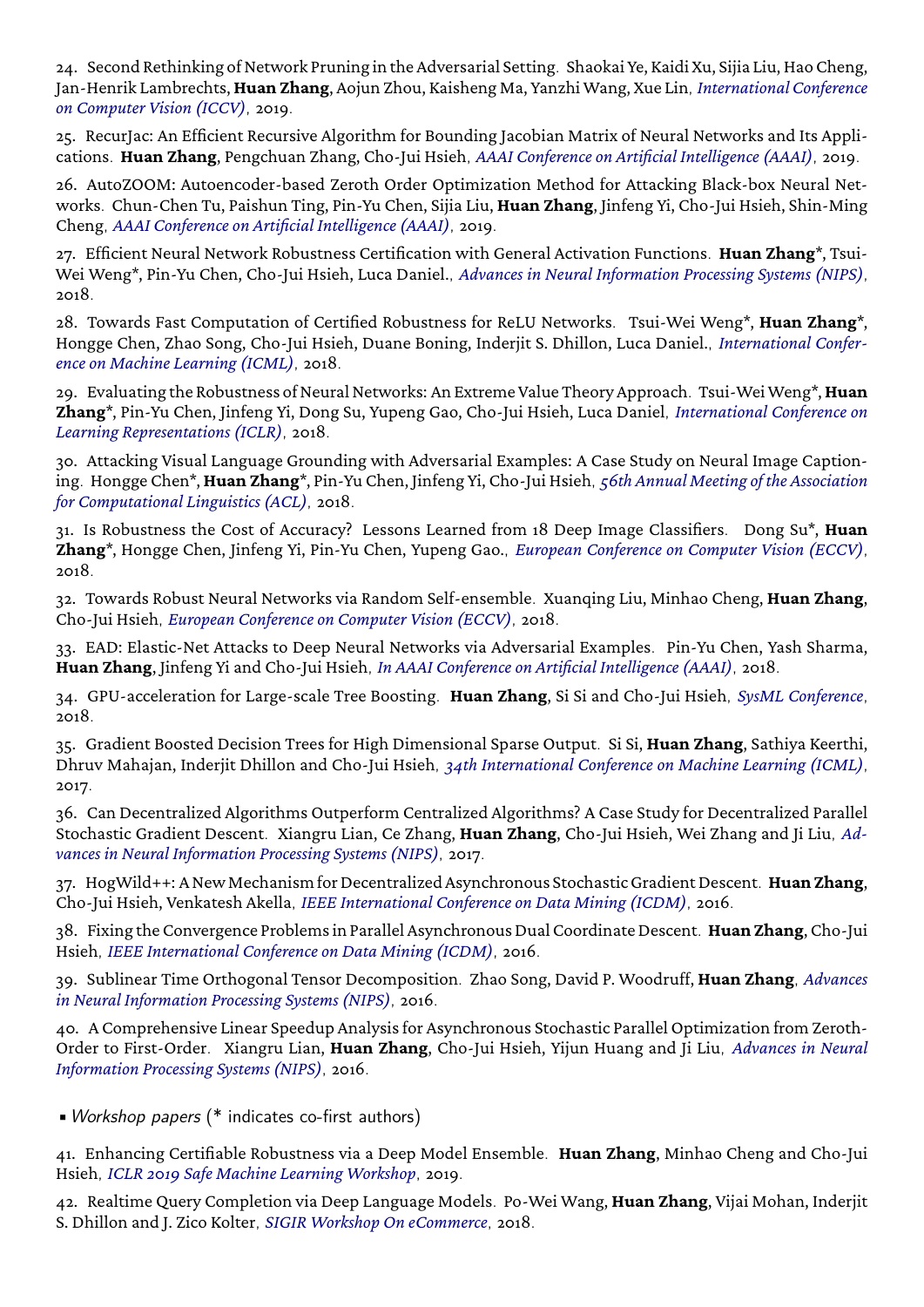24. Second Rethinking of Network Pruning in the Adversarial Setting. Shaokai Ye, Kaidi Xu, Sijia Liu, Hao Cheng, Jan-Henrik Lambrechts, **Huan Zhang**, Aojun Zhou, Kaisheng Ma, Yanzhi Wang, Xue Lin, *International Conference on Computer Vision (ICCV)*, 2019.

25. RecurJac: An Efficient Recursive Algorithm for Bounding Jacobian Matrix of Neural Networks and Its Applications. **Huan Zhang**, Pengchuan Zhang, Cho-Jui Hsieh, *AAAI Conference on Artificial Intelligence (AAAI)*, 2019.

26. AutoZOOM: Autoencoder-based Zeroth Order Optimization Method for Attacking Black-box Neural Networks. Chun-Chen Tu, Paishun Ting, Pin-Yu Chen, Sijia Liu, **Huan Zhang**, Jinfeng Yi, Cho-Jui Hsieh, Shin-Ming Cheng, *AAAI Conference on Artificial Intelligence (AAAI)*, 2019.

27. Efficient Neural Network Robustness Certification with General Activation Functions. **Huan Zhang***, Tsui-Wei Weng*, Pin-Yu Chen, Cho-Jui Hsieh, Luca Daniel., *Advances in Neural Information Processing Systems (NIPS)*, 2018.

28. Towards Fast Computation of Certified Robustness for ReLU Networks. Tsui-Wei Weng*, **Huan Zhang***, Hongge Chen, Zhao Song, Cho-Jui Hsieh, Duane Boning, Inderjit S. Dhillon, Luca Daniel., *International Conference on Machine Learning (ICML)*, 2018.

29. Evaluating the Robustness of Neural Networks: An Extreme Value Theory Approach. Tsui-Wei Weng*, **Huan Zhang***, Pin-Yu Chen, Jinfeng Yi, Dong Su, Yupeng Gao, Cho-Jui Hsieh, Luca Daniel, *International Conference on Learning Representations (ICLR)*, 2018.

30. Attacking Visual Language Grounding with Adversarial Examples: A Case Study on Neural Image Captioning. Hongge Chen*, **Huan Zhang***, Pin-Yu Chen, Jinfeng Yi, Cho-Jui Hsieh, *56th Annual Meeting of the Association for Computational Linguistics (ACL)*, 2018.

31. Is Robustness the Cost of Accuracy? Lessons Learned from 18 Deep Image Classifiers. Dong Su*, **Huan Zhang***, Hongge Chen, Jinfeng Yi, Pin-Yu Chen, Yupeng Gao., *European Conference on Computer Vision (ECCV)*, 2018.

32. Towards Robust Neural Networks via Random Self-ensemble. Xuanqing Liu, Minhao Cheng, **Huan Zhang**, Cho-Jui Hsieh, *European Conference on Computer Vision (ECCV)*, 2018.

33. EAD: Elastic-Net Attacks to Deep Neural Networks via Adversarial Examples. Pin-Yu Chen, Yash Sharma, **Huan Zhang**, Jinfeng Yi and Cho-Jui Hsieh, *In AAAI Conference on Artificial Intelligence (AAAI)*, 2018.

34. GPU-acceleration for Large-scale Tree Boosting. **Huan Zhang**, Si Si and Cho-Jui Hsieh, *SysML Conference*, 2018.

35. Gradient Boosted Decision Trees for High Dimensional Sparse Output. Si Si, **Huan Zhang**, Sathiya Keerthi, Dhruv Mahajan, Inderjit Dhillon and Cho-Jui Hsieh, *34th International Conference on Machine Learning (ICML)*, 2017.

36. Can Decentralized Algorithms Outperform Centralized Algorithms? A Case Study for Decentralized Parallel Stochastic Gradient Descent. Xiangru Lian, Ce Zhang, **Huan Zhang**, Cho-Jui Hsieh, Wei Zhang and Ji Liu, *Advances in Neural Information Processing Systems (NIPS)*, 2017.

37. HogWild++: A New Mechanism for Decentralized Asynchronous Stochastic Gradient Descent. **Huan Zhang**, Cho-Jui Hsieh, Venkatesh Akella, *IEEE International Conference on Data Mining (ICDM)*, 2016.

38. Fixing the Convergence Problems in Parallel Asynchronous Dual Coordinate Descent. **Huan Zhang**, Cho-Jui Hsieh, *IEEE International Conference on Data Mining (ICDM)*, 2016.

39. Sublinear Time Orthogonal Tensor Decomposition. Zhao Song, David P. Woodruff, **Huan Zhang**, *Advances in Neural Information Processing Systems (NIPS)*, 2016.

40. A Comprehensive Linear Speedup Analysis for Asynchronous Stochastic Parallel Optimization from Zeroth-Order to First-Order. Xiangru Lian, **Huan Zhang**, Cho-Jui Hsieh, Yijun Huang and Ji Liu, *Advances in Neural Information Processing Systems (NIPS)*, 2016.

- *Workshop papers* (* indicates co-first authors)

41. Enhancing Certifiable Robustness via a Deep Model Ensemble. **Huan Zhang**, Minhao Cheng and Cho-Jui Hsieh, *ICLR 2019 Safe Machine Learning Workshop*, 2019.

42. Realtime Query Completion via Deep Language Models. Po-Wei Wang, **Huan Zhang**, Vijai Mohan, Inderjit S. Dhillon and J. Zico Kolter, *SIGIR Workshop On eCommerce*, 2018.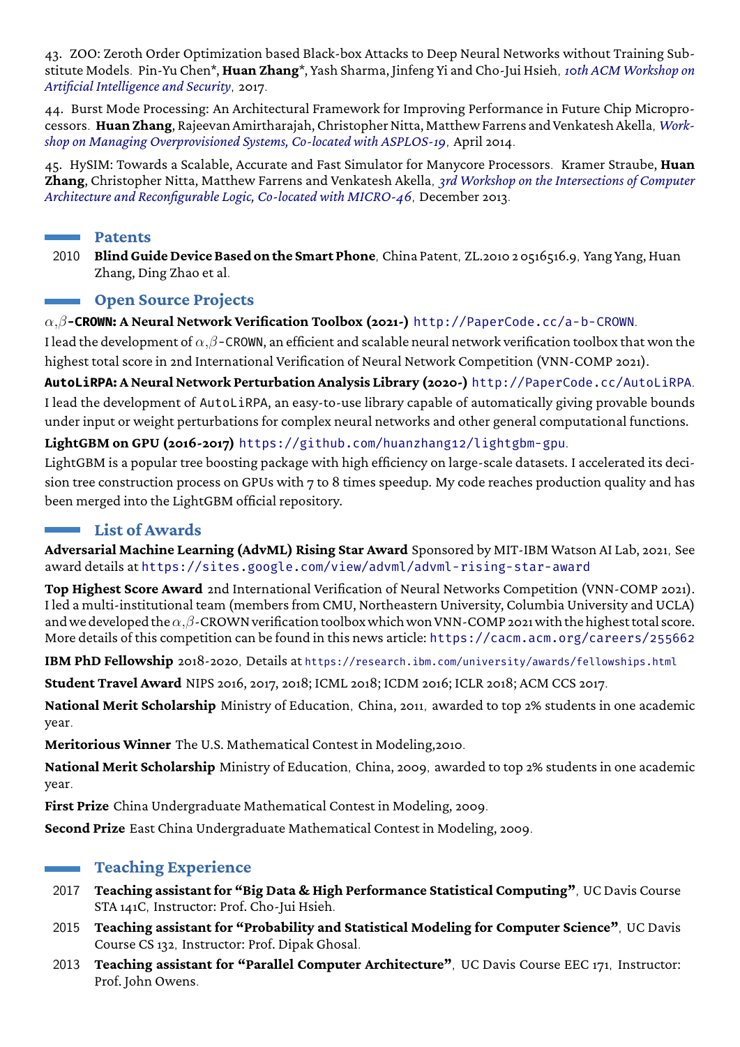43. ZOO: Zeroth Order Optimization based Black-box Attacks to Deep Neural Networks without Training Substitute Models. Pin-Yu Chen*, **Huan Zhang***, Yash Sharma, Jinfeng Yi and Cho-Jui Hsieh, *10th ACM Workshop on Artificial Intelligence and Security*, 2017.

44. Burst Mode Processing: An Architectural Framework for Improving Performance in Future Chip Microprocessors. **Huan Zhang**, Rajeevan Amirtharajah, Christopher Nitta, Matthew Farrens and Venkatesh Akella, *Workshop on Managing Overprovisioned Systems, Co-located with ASPLOS-19*, April 2014.

45. HySIM: Towards a Scalable, Accurate and Fast Simulator for Manycore Processors. Kramer Straube, **Huan Zhang**, Christopher Nitta, Matthew Farrens and Venkatesh Akella, *3rd Workshop on the Intersections of Computer Architecture and Reconfigurable Logic, Co-located with MICRO-46*, December 2013.

## Patents

2010 **Blind Guide Device Based on the Smart Phone**, China Patent, ZL.2010 2 0516516.9, Yang Yang, Huan Zhang, Ding Zhao et al.

## Open Source Projects

**$\alpha$,$\beta$-CROWN: A Neural Network Verification Toolbox (2021-)** http://PaperCode.cc/a-b-CROWN.

I lead the development of $\alpha$,$\beta$-CROWN, an efficient and scalable neural network verification toolbox that won the highest total score in 2nd International Verification of Neural Network Competition (VNN-COMP 2021).

**AutoLiRPA: A Neural Network Perturbation Analysis Library (2020-)** http://PaperCode.cc/AutoLiRPA.

I lead the development of AutoLiRPA, an easy-to-use library capable of automatically giving provable bounds under input or weight perturbations for complex neural networks and other general computational functions.

**LightGBM on GPU (2016-2017)** https://github.com/huanzhang12/lightgbm-gpu.

LightGBM is a popular tree boosting package with high efficiency on large-scale datasets. I accelerated its decision tree construction process on GPUs with 7 to 8 times speedup. My code reaches production quality and has been merged into the LightGBM official repository.

## List of Awards

**Adversarial Machine Learning (AdvML) Rising Star Award** Sponsored by MIT-IBM Watson AI Lab, 2021, See award details at https://sites.google.com/view/advml/advml-rising-star-award

**Top Highest Score Award** 2nd International Verification of Neural Networks Competition (VNN-COMP 2021). I led a multi-institutional team (members from CMU, Northeastern University, Columbia University and UCLA) and we developed the $\alpha$,$\beta$-CROWN verification toolbox which won VNN-COMP 2021 with the highest total score. More details of this competition can be found in this news article: https://cacm.acm.org/careers/255662

**IBM PhD Fellowship** 2018-2020, Details at https://research.ibm.com/university/awards/fellowships.html

**Student Travel Award** NIPS 2016, 2017, 2018; ICML 2018; ICDM 2016; ICLR 2018; ACM CCS 2017.

**National Merit Scholarship** Ministry of Education, China, 2011, awarded to top 2% students in one academic year.

**Meritorious Winner** The U.S. Mathematical Contest in Modeling,2010.

**National Merit Scholarship** Ministry of Education, China, 2009, awarded to top 2% students in one academic year.

**First Prize** China Undergraduate Mathematical Contest in Modeling, 2009.

**Second Prize** East China Undergraduate Mathematical Contest in Modeling, 2009.

## Teaching Experience

2017 **Teaching assistant for "Big Data & High Performance Statistical Computing"**, UC Davis Course STA 141C, Instructor: Prof. Cho-Jui Hsieh.

2015 **Teaching assistant for "Probability and Statistical Modeling for Computer Science"**, UC Davis Course CS 132, Instructor: Prof. Dipak Ghosal.

2013 **Teaching assistant for "Parallel Computer Architecture"**, UC Davis Course EEC 171, Instructor: Prof. John Owens.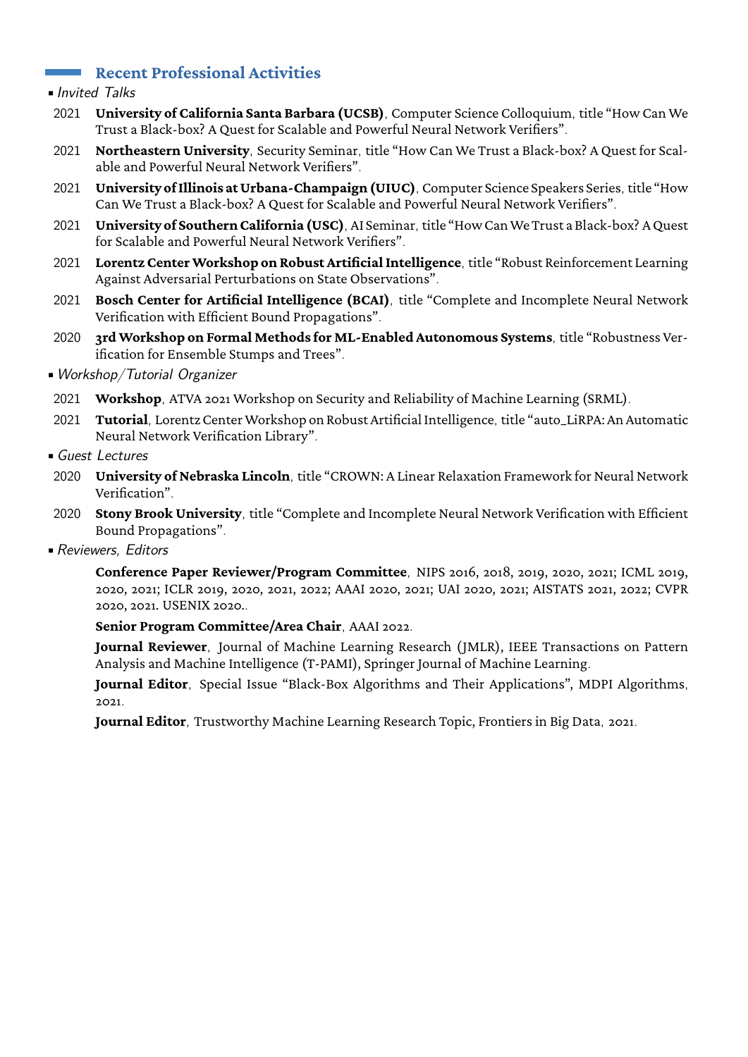## Recent Professional Activities

- *Invited Talks*

2021 **University of California Santa Barbara (UCSB)**, Computer Science Colloquium, title "How Can We Trust a Black-box? A Quest for Scalable and Powerful Neural Network Verifiers".

2021 **Northeastern University**, Security Seminar, title "How Can We Trust a Black-box? A Quest for Scalable and Powerful Neural Network Verifiers".

2021 **University of Illinois at Urbana-Champaign (UIUC)**, Computer Science Speakers Series, title "How Can We Trust a Black-box? A Quest for Scalable and Powerful Neural Network Verifiers".

2021 **University of Southern California (USC)**, AI Seminar, title "How Can We Trust a Black-box? A Quest for Scalable and Powerful Neural Network Verifiers".

2021 **Lorentz Center Workshop on Robust Artificial Intelligence**, title "Robust Reinforcement Learning Against Adversarial Perturbations on State Observations".

2021 **Bosch Center for Artificial Intelligence (BCAI)**, title "Complete and Incomplete Neural Network Verification with Efficient Bound Propagations".

2020 **3rd Workshop on Formal Methods for ML-Enabled Autonomous Systems**, title "Robustness Verification for Ensemble Stumps and Trees".

- *Workshop/Tutorial Organizer*

2021 **Workshop**, ATVA 2021 Workshop on Security and Reliability of Machine Learning (SRML).

2021 **Tutorial**, Lorentz Center Workshop on Robust Artificial Intelligence, title "auto_LiRPA: An Automatic Neural Network Verification Library".

- *Guest Lectures*

2020 **University of Nebraska Lincoln**, title "CROWN: A Linear Relaxation Framework for Neural Network Verification".

2020 **Stony Brook University**, title "Complete and Incomplete Neural Network Verification with Efficient Bound Propagations".

- *Reviewers, Editors*

**Conference Paper Reviewer/Program Committee**, NIPS 2016, 2018, 2019, 2020, 2021; ICML 2019, 2020, 2021; ICLR 2019, 2020, 2021, 2022; AAAI 2020, 2021; UAI 2020, 2021; AISTATS 2021, 2022; CVPR 2020, 2021. USENIX 2020..

**Senior Program Committee/Area Chair**, AAAI 2022.

**Journal Reviewer**, Journal of Machine Learning Research (JMLR), IEEE Transactions on Pattern Analysis and Machine Intelligence (T-PAMI), Springer Journal of Machine Learning.

**Journal Editor**, Special Issue "Black-Box Algorithms and Their Applications", MDPI Algorithms, 2021.

**Journal Editor**, Trustworthy Machine Learning Research Topic, Frontiers in Big Data, 2021.